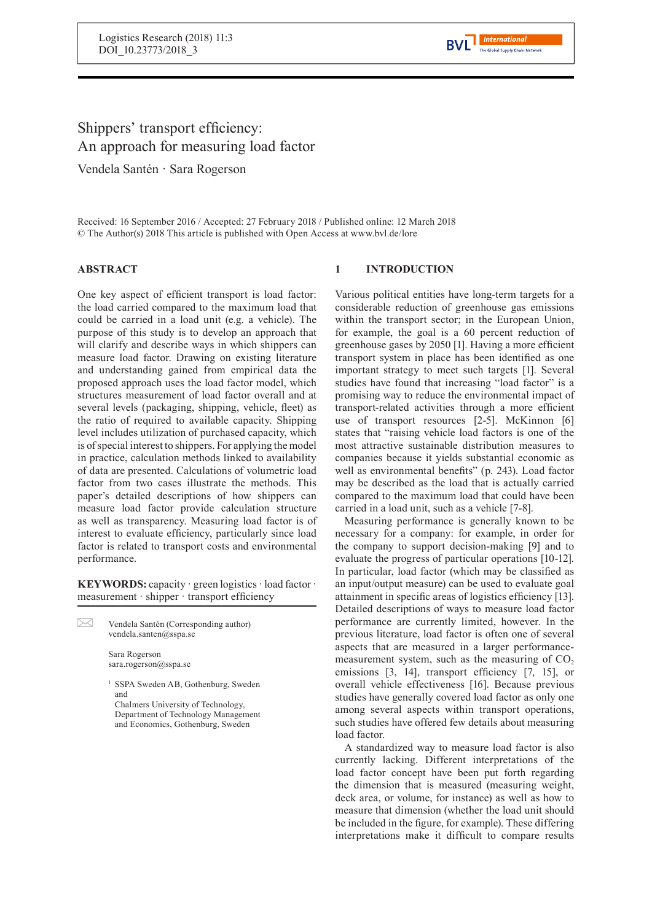# Shippers' transport efficiency: An approach for measuring load factor

Vendela Santén · Sara Rogerson

Received: 16 September 2016 / Accepted: 27 February 2018 / Published online: 12 March 2018
© The Author(s) 2018 This article is published with Open Access at www.bvl.de/lore

## ABSTRACT

One key aspect of efficient transport is load factor: the load carried compared to the maximum load that could be carried in a load unit (e.g. a vehicle). The purpose of this study is to develop an approach that will clarify and describe ways in which shippers can measure load factor. Drawing on existing literature and understanding gained from empirical data the proposed approach uses the load factor model, which structures measurement of load factor overall and at several levels (packaging, shipping, vehicle, fleet) as the ratio of required to available capacity. Shipping level includes utilization of purchased capacity, which is of special interest to shippers. For applying the model in practice, calculation methods linked to availability of data are presented. Calculations of volumetric load factor from two cases illustrate the methods. This paper's detailed descriptions of how shippers can measure load factor provide calculation structure as well as transparency. Measuring load factor is of interest to evaluate efficiency, particularly since load factor is related to transport costs and environmental performance.

**KEYWORDS:** capacity · green logistics · load factor · measurement · shipper · transport efficiency

Vendela Santén (Corresponding author)
vendela.santen@sspa.se

Sara Rogerson
sara.rogerson@sspa.se

[1] SSPA Sweden AB, Gothenburg, Sweden
and
Chalmers University of Technology, Department of Technology Management and Economics, Gothenburg, Sweden

## 1 INTRODUCTION

Various political entities have long-term targets for a considerable reduction of greenhouse gas emissions within the transport sector; in the European Union, for example, the goal is a 60 percent reduction of greenhouse gases by 2050 [1]. Having a more efficient transport system in place has been identified as one important strategy to meet such targets [1]. Several studies have found that increasing "load factor" is a promising way to reduce the environmental impact of transport-related activities through a more efficient use of transport resources [2-5]. McKinnon [6] states that "raising vehicle load factors is one of the most attractive sustainable distribution measures to companies because it yields substantial economic as well as environmental benefits" (p. 243). Load factor may be described as the load that is actually carried compared to the maximum load that could have been carried in a load unit, such as a vehicle [7-8].

Measuring performance is generally known to be necessary for a company: for example, in order for the company to support decision-making [9] and to evaluate the progress of particular operations [10-12]. In particular, load factor (which may be classified as an input/output measure) can be used to evaluate goal attainment in specific areas of logistics efficiency [13]. Detailed descriptions of ways to measure load factor performance are currently limited, however. In the previous literature, load factor is often one of several aspects that are measured in a larger performance-measurement system, such as the measuring of $CO_2$ emissions [3, 14], transport efficiency [7, 15], or overall vehicle effectiveness [16]. Because previous studies have generally covered load factor as only one among several aspects within transport operations, such studies have offered few details about measuring load factor.

A standardized way to measure load factor is also currently lacking. Different interpretations of the load factor concept have been put forth regarding the dimension that is measured (measuring weight, deck area, or volume, for instance) as well as how to measure that dimension (whether the load unit should be included in the figure, for example). These differing interpretations make it difficult to compare results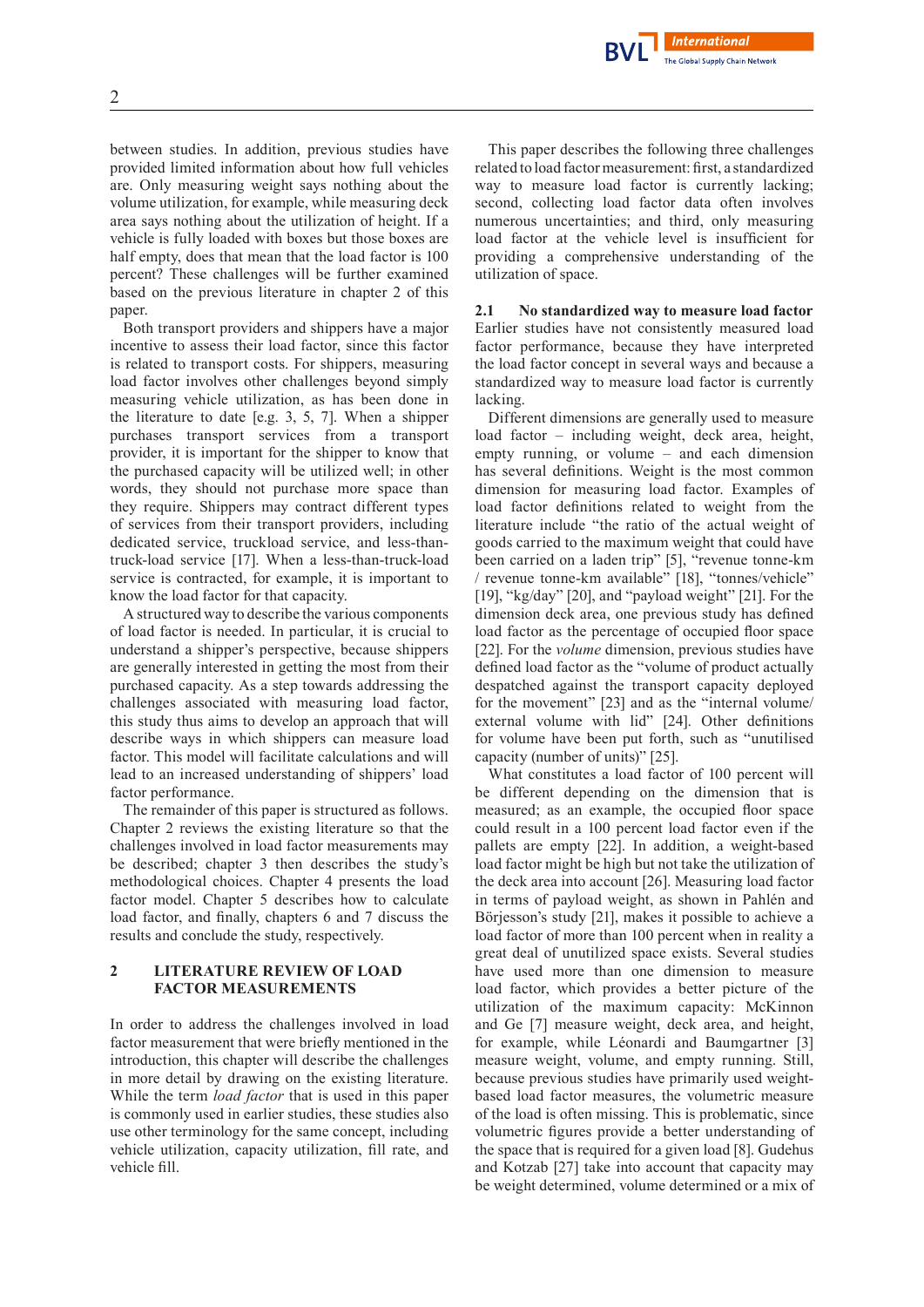between studies. In addition, previous studies have provided limited information about how full vehicles are. Only measuring weight says nothing about the volume utilization, for example, while measuring deck area says nothing about the utilization of height. If a vehicle is fully loaded with boxes but those boxes are half empty, does that mean that the load factor is 100 percent? These challenges will be further examined based on the previous literature in chapter 2 of this paper.

Both transport providers and shippers have a major incentive to assess their load factor, since this factor is related to transport costs. For shippers, measuring load factor involves other challenges beyond simply measuring vehicle utilization, as has been done in the literature to date [e.g. 3, 5, 7]. When a shipper purchases transport services from a transport provider, it is important for the shipper to know that the purchased capacity will be utilized well; in other words, they should not purchase more space than they require. Shippers may contract different types of services from their transport providers, including dedicated service, truckload service, and less-than-truck-load service [17]. When a less-than-truck-load service is contracted, for example, it is important to know the load factor for that capacity.

A structured way to describe the various components of load factor is needed. In particular, it is crucial to understand a shipper's perspective, because shippers are generally interested in getting the most from their purchased capacity. As a step towards addressing the challenges associated with measuring load factor, this study thus aims to develop an approach that will describe ways in which shippers can measure load factor. This model will facilitate calculations and will lead to an increased understanding of shippers' load factor performance.

The remainder of this paper is structured as follows. Chapter 2 reviews the existing literature so that the challenges involved in load factor measurements may be described; chapter 3 then describes the study's methodological choices. Chapter 4 presents the load factor model. Chapter 5 describes how to calculate load factor, and finally, chapters 6 and 7 discuss the results and conclude the study, respectively.

## 2 LITERATURE REVIEW OF LOAD FACTOR MEASUREMENTS

In order to address the challenges involved in load factor measurement that were briefly mentioned in the introduction, this chapter will describe the challenges in more detail by drawing on the existing literature. While the term *load factor* that is used in this paper is commonly used in earlier studies, these studies also use other terminology for the same concept, including vehicle utilization, capacity utilization, fill rate, and vehicle fill.

This paper describes the following three challenges related to load factor measurement: first, a standardized way to measure load factor is currently lacking; second, collecting load factor data often involves numerous uncertainties; and third, only measuring load factor at the vehicle level is insufficient for providing a comprehensive understanding of the utilization of space.

### 2.1 No standardized way to measure load factor

Earlier studies have not consistently measured load factor performance, because they have interpreted the load factor concept in several ways and because a standardized way to measure load factor is currently lacking.

Different dimensions are generally used to measure load factor – including weight, deck area, height, empty running, or volume – and each dimension has several definitions. Weight is the most common dimension for measuring load factor. Examples of load factor definitions related to weight from the literature include "the ratio of the actual weight of goods carried to the maximum weight that could have been carried on a laden trip" [5], "revenue tonne-km / revenue tonne-km available" [18], "tonnes/vehicle" [19], "kg/day" [20], and "payload weight" [21]. For the dimension deck area, one previous study has defined load factor as the percentage of occupied floor space [22]. For the *volume* dimension, previous studies have defined load factor as the "volume of product actually despatched against the transport capacity deployed for the movement" [23] and as the "internal volume/external volume with lid" [24]. Other definitions for volume have been put forth, such as "unutilised capacity (number of units)" [25].

What constitutes a load factor of 100 percent will be different depending on the dimension that is measured; as an example, the occupied floor space could result in a 100 percent load factor even if the pallets are empty [22]. In addition, a weight-based load factor might be high but not take the utilization of the deck area into account [26]. Measuring load factor in terms of payload weight, as shown in Pahlén and Börjesson's study [21], makes it possible to achieve a load factor of more than 100 percent when in reality a great deal of unutilized space exists. Several studies have used more than one dimension to measure load factor, which provides a better picture of the utilization of the maximum capacity: McKinnon and Ge [7] measure weight, deck area, and height, for example, while Léonardi and Baumgartner [3] measure weight, volume, and empty running. Still, because previous studies have primarily used weight-based load factor measures, the volumetric measure of the load is often missing. This is problematic, since volumetric figures provide a better understanding of the space that is required for a given load [8]. Gudehus and Kotzab [27] take into account that capacity may be weight determined, volume determined or a mix of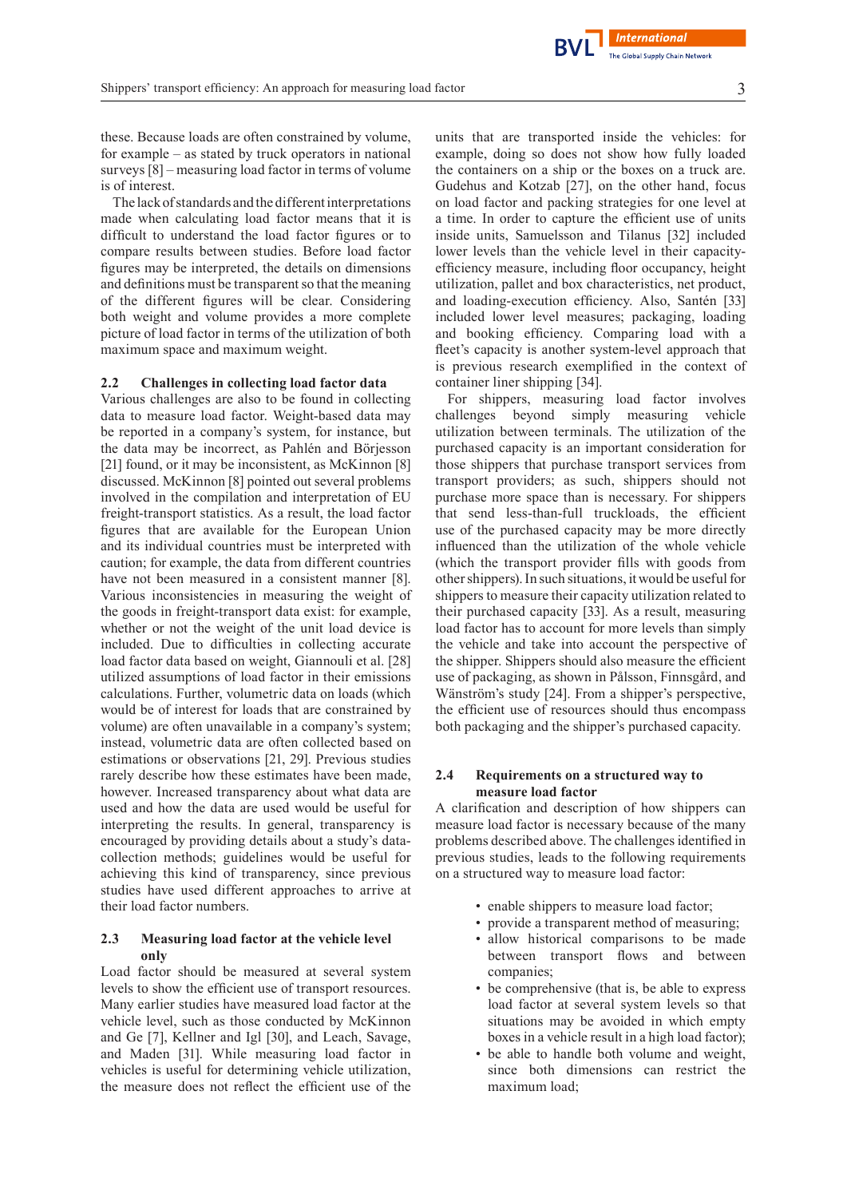these. Because loads are often constrained by volume, for example – as stated by truck operators in national surveys [8] – measuring load factor in terms of volume is of interest.

The lack of standards and the different interpretations made when calculating load factor means that it is difficult to understand the load factor figures or to compare results between studies. Before load factor figures may be interpreted, the details on dimensions and definitions must be transparent so that the meaning of the different figures will be clear. Considering both weight and volume provides a more complete picture of load factor in terms of the utilization of both maximum space and maximum weight.

### 2.2 Challenges in collecting load factor data

Various challenges are also to be found in collecting data to measure load factor. Weight-based data may be reported in a company's system, for instance, but the data may be incorrect, as Pahlén and Börjesson [21] found, or it may be inconsistent, as McKinnon [8] discussed. McKinnon [8] pointed out several problems involved in the compilation and interpretation of EU freight-transport statistics. As a result, the load factor figures that are available for the European Union and its individual countries must be interpreted with caution; for example, the data from different countries have not been measured in a consistent manner [8]. Various inconsistencies in measuring the weight of the goods in freight-transport data exist: for example, whether or not the weight of the unit load device is included. Due to difficulties in collecting accurate load factor data based on weight, Giannouli et al. [28] utilized assumptions of load factor in their emissions calculations. Further, volumetric data on loads (which would be of interest for loads that are constrained by volume) are often unavailable in a company's system; instead, volumetric data are often collected based on estimations or observations [21, 29]. Previous studies rarely describe how these estimates have been made, however. Increased transparency about what data are used and how the data are used would be useful for interpreting the results. In general, transparency is encouraged by providing details about a study's data-collection methods; guidelines would be useful for achieving this kind of transparency, since previous studies have used different approaches to arrive at their load factor numbers.

### 2.3 Measuring load factor at the vehicle level only

Load factor should be measured at several system levels to show the efficient use of transport resources. Many earlier studies have measured load factor at the vehicle level, such as those conducted by McKinnon and Ge [7], Kellner and Igl [30], and Leach, Savage, and Maden [31]. While measuring load factor in vehicles is useful for determining vehicle utilization, the measure does not reflect the efficient use of the units that are transported inside the vehicles: for example, doing so does not show how fully loaded the containers on a ship or the boxes on a truck are. Gudehus and Kotzab [27], on the other hand, focus on load factor and packing strategies for one level at a time. In order to capture the efficient use of units inside units, Samuelsson and Tilanus [32] included lower levels than the vehicle level in their capacity-efficiency measure, including floor occupancy, height utilization, pallet and box characteristics, net product, and loading-execution efficiency. Also, Santén [33] included lower level measures; packaging, loading and booking efficiency. Comparing load with a fleet's capacity is another system-level approach that is previous research exemplified in the context of container liner shipping [34].

For shippers, measuring load factor involves challenges beyond simply measuring vehicle utilization between terminals. The utilization of the purchased capacity is an important consideration for those shippers that purchase transport services from transport providers; as such, shippers should not purchase more space than is necessary. For shippers that send less-than-full truckloads, the efficient use of the purchased capacity may be more directly influenced than the utilization of the whole vehicle (which the transport provider fills with goods from other shippers). In such situations, it would be useful for shippers to measure their capacity utilization related to their purchased capacity [33]. As a result, measuring load factor has to account for more levels than simply the vehicle and take into account the perspective of the shipper. Shippers should also measure the efficient use of packaging, as shown in Pålsson, Finnsgård, and Wänström's study [24]. From a shipper's perspective, the efficient use of resources should thus encompass both packaging and the shipper's purchased capacity.

### 2.4 Requirements on a structured way to measure load factor

A clarification and description of how shippers can measure load factor is necessary because of the many problems described above. The challenges identified in previous studies, leads to the following requirements on a structured way to measure load factor:

- enable shippers to measure load factor;
- provide a transparent method of measuring;
- allow historical comparisons to be made between transport flows and between companies;
- be comprehensive (that is, be able to express load factor at several system levels so that situations may be avoided in which empty boxes in a vehicle result in a high load factor);
- be able to handle both volume and weight, since both dimensions can restrict the maximum load;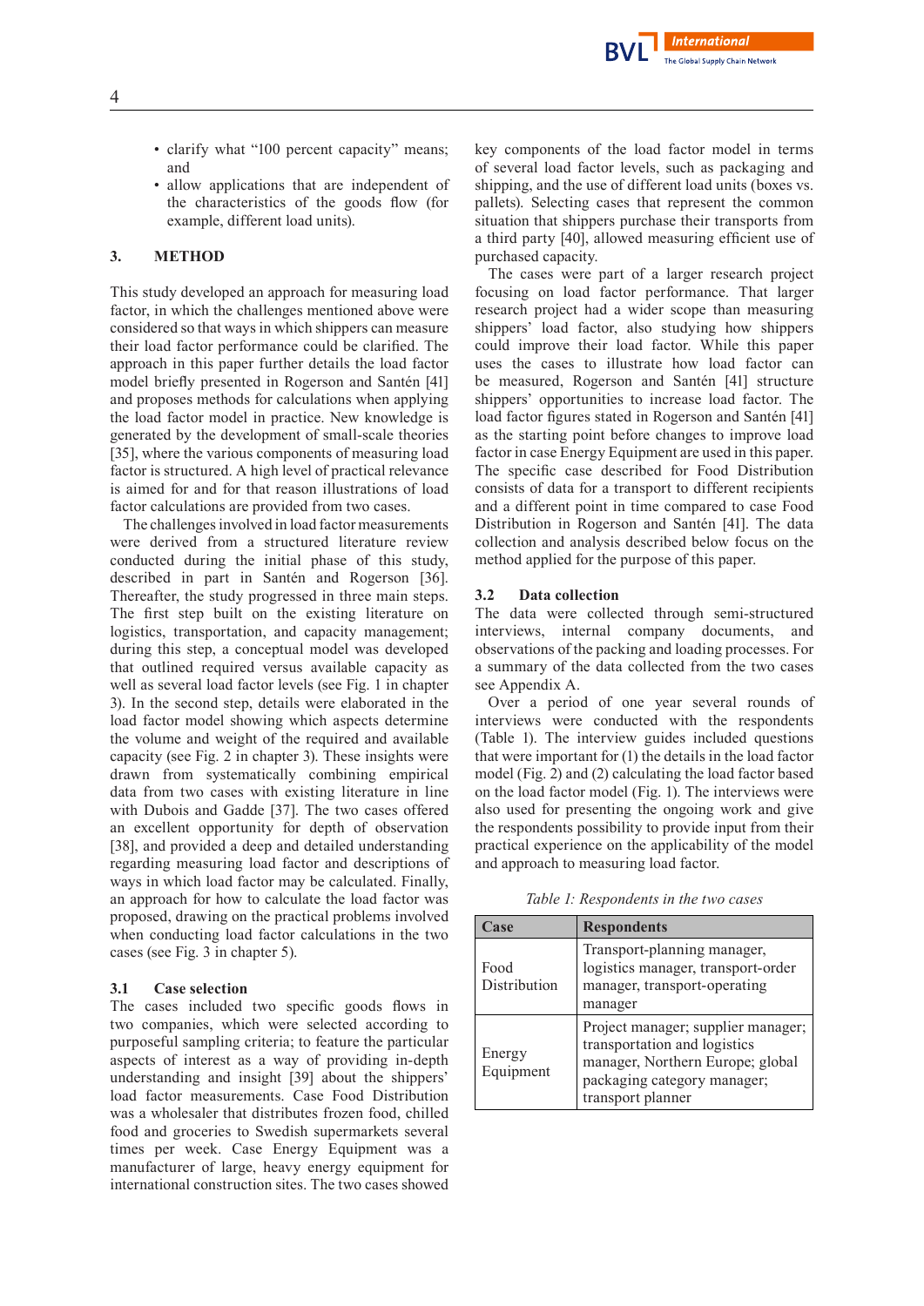- clarify what “100 percent capacity” means; and
- allow applications that are independent of the characteristics of the goods flow (for example, different load units).

## 3. METHOD

This study developed an approach for measuring load factor, in which the challenges mentioned above were considered so that ways in which shippers can measure their load factor performance could be clarified. The approach in this paper further details the load factor model briefly presented in Rogerson and Santén [41] and proposes methods for calculations when applying the load factor model in practice. New knowledge is generated by the development of small-scale theories [35], where the various components of measuring load factor is structured. A high level of practical relevance is aimed for and for that reason illustrations of load factor calculations are provided from two cases.

The challenges involved in load factor measurements were derived from a structured literature review conducted during the initial phase of this study, described in part in Santén and Rogerson [36]. Thereafter, the study progressed in three main steps. The first step built on the existing literature on logistics, transportation, and capacity management; during this step, a conceptual model was developed that outlined required versus available capacity as well as several load factor levels (see Fig. 1 in chapter 3). In the second step, details were elaborated in the load factor model showing which aspects determine the volume and weight of the required and available capacity (see Fig. 2 in chapter 3). These insights were drawn from systematically combining empirical data from two cases with existing literature in line with Dubois and Gadde [37]. The two cases offered an excellent opportunity for depth of observation [38], and provided a deep and detailed understanding regarding measuring load factor and descriptions of ways in which load factor may be calculated. Finally, an approach for how to calculate the load factor was proposed, drawing on the practical problems involved when conducting load factor calculations in the two cases (see Fig. 3 in chapter 5).

### 3.1 Case selection

The cases included two specific goods flows in two companies, which were selected according to purposeful sampling criteria; to feature the particular aspects of interest as a way of providing in-depth understanding and insight [39] about the shippers' load factor measurements. Case Food Distribution was a wholesaler that distributes frozen food, chilled food and groceries to Swedish supermarkets several times per week. Case Energy Equipment was a manufacturer of large, heavy energy equipment for international construction sites. The two cases showed key components of the load factor model in terms of several load factor levels, such as packaging and shipping, and the use of different load units (boxes vs. pallets). Selecting cases that represent the common situation that shippers purchase their transports from a third party [40], allowed measuring efficient use of purchased capacity.

The cases were part of a larger research project focusing on load factor performance. That larger research project had a wider scope than measuring shippers' load factor, also studying how shippers could improve their load factor. While this paper uses the cases to illustrate how load factor can be measured, Rogerson and Santén [41] structure shippers' opportunities to increase load factor. The load factor figures stated in Rogerson and Santén [41] as the starting point before changes to improve load factor in case Energy Equipment are used in this paper. The specific case described for Food Distribution consists of data for a transport to different recipients and a different point in time compared to case Food Distribution in Rogerson and Santén [41]. The data collection and analysis described below focus on the method applied for the purpose of this paper.

### 3.2 Data collection

The data were collected through semi-structured interviews, internal company documents, and observations of the packing and loading processes. For a summary of the data collected from the two cases see Appendix A.

Over a period of one year several rounds of interviews were conducted with the respondents (Table 1). The interview guides included questions that were important for (1) the details in the load factor model (Fig. 2) and (2) calculating the load factor based on the load factor model (Fig. 1). The interviews were also used for presenting the ongoing work and give the respondents possibility to provide input from their practical experience on the applicability of the model and approach to measuring load factor.

*Table 1: Respondents in the two cases*

| Case | Respondents |
|---|---|
| Food Distribution | Transport-planning manager, logistics manager, transport-order manager, transport-operating manager |
| Energy Equipment | Project manager; supplier manager; transportation and logistics manager, Northern Europe; global packaging category manager; transport planner |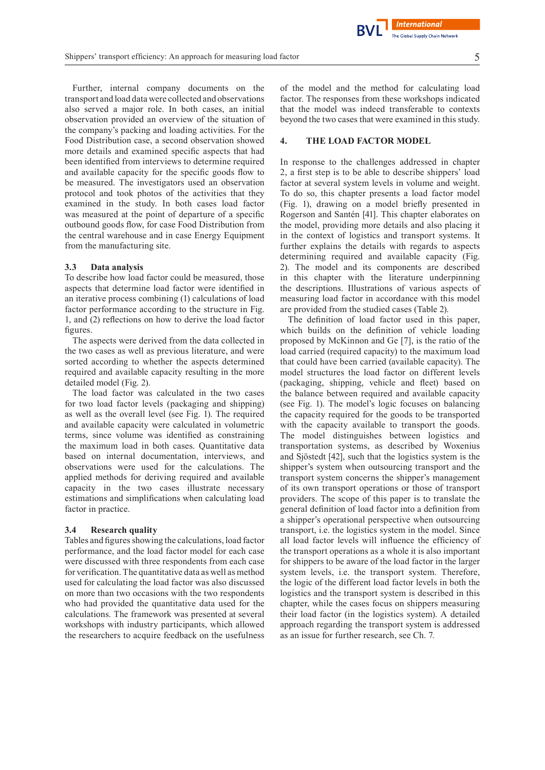Further, internal company documents on the transport and load data were collected and observations also served a major role. In both cases, an initial observation provided an overview of the situation of the company's packing and loading activities. For the Food Distribution case, a second observation showed more details and examined specific aspects that had been identified from interviews to determine required and available capacity for the specific goods flow to be measured. The investigators used an observation protocol and took photos of the activities that they examined in the study. In both cases load factor was measured at the point of departure of a specific outbound goods flow, for case Food Distribution from the central warehouse and in case Energy Equipment from the manufacturing site.

### 3.3 Data analysis

To describe how load factor could be measured, those aspects that determine load factor were identified in an iterative process combining (1) calculations of load factor performance according to the structure in Fig. 1, and (2) reflections on how to derive the load factor figures.

The aspects were derived from the data collected in the two cases as well as previous literature, and were sorted according to whether the aspects determined required and available capacity resulting in the more detailed model (Fig. 2).

The load factor was calculated in the two cases for two load factor levels (packaging and shipping) as well as the overall level (see Fig. 1). The required and available capacity were calculated in volumetric terms, since volume was identified as constraining the maximum load in both cases. Quantitative data based on internal documentation, interviews, and observations were used for the calculations. The applied methods for deriving required and available capacity in the two cases illustrate necessary estimations and simplifications when calculating load factor in practice.

### 3.4 Research quality

Tables and figures showing the calculations, load factor performance, and the load factor model for each case were discussed with three respondents from each case for verification. The quantitative data as well as method used for calculating the load factor was also discussed on more than two occasions with the two respondents who had provided the quantitative data used for the calculations. The framework was presented at several workshops with industry participants, which allowed the researchers to acquire feedback on the usefulness of the model and the method for calculating load factor. The responses from these workshops indicated that the model was indeed transferable to contexts beyond the two cases that were examined in this study.

## 4. THE LOAD FACTOR MODEL

In response to the challenges addressed in chapter 2, a first step is to be able to describe shippers' load factor at several system levels in volume and weight. To do so, this chapter presents a load factor model (Fig. 1), drawing on a model briefly presented in Rogerson and Santén [41]. This chapter elaborates on the model, providing more details and also placing it in the context of logistics and transport systems. It further explains the details with regards to aspects determining required and available capacity (Fig. 2). The model and its components are described in this chapter with the literature underpinning the descriptions. Illustrations of various aspects of measuring load factor in accordance with this model are provided from the studied cases (Table 2).

The definition of load factor used in this paper, which builds on the definition of vehicle loading proposed by McKinnon and Ge [7], is the ratio of the load carried (required capacity) to the maximum load that could have been carried (available capacity). The model structures the load factor on different levels (packaging, shipping, vehicle and fleet) based on the balance between required and available capacity (see Fig. 1). The model's logic focuses on balancing the capacity required for the goods to be transported with the capacity available to transport the goods. The model distinguishes between logistics and transportation systems, as described by Woxenius and Sjöstedt [42], such that the logistics system is the shipper's system when outsourcing transport and the transport system concerns the shipper's management of its own transport operations or those of transport providers. The scope of this paper is to translate the general definition of load factor into a definition from a shipper's operational perspective when outsourcing transport, i.e. the logistics system in the model. Since all load factor levels will influence the efficiency of the transport operations as a whole it is also important for shippers to be aware of the load factor in the larger system levels, i.e. the transport system. Therefore, the logic of the different load factor levels in both the logistics and the transport system is described in this chapter, while the cases focus on shippers measuring their load factor (in the logistics system). A detailed approach regarding the transport system is addressed as an issue for further research, see Ch. 7.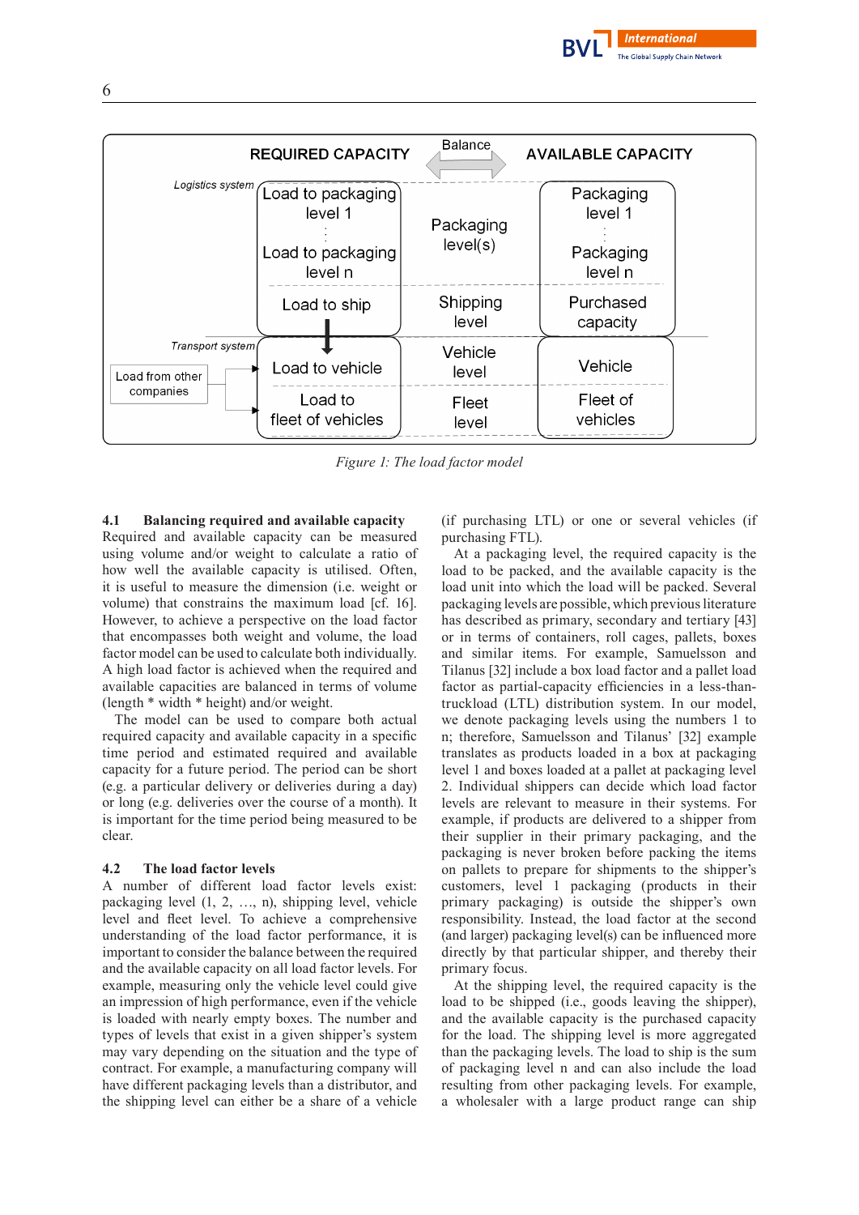*Figure 1: The load factor model*

### 4.1 Balancing required and available capacity

Required and available capacity can be measured using volume and/or weight to calculate a ratio of how well the available capacity is utilised. Often, it is useful to measure the dimension (i.e. weight or volume) that constrains the maximum load [cf. 16]. However, to achieve a perspective on the load factor that encompasses both weight and volume, the load factor model can be used to calculate both individually. A high load factor is achieved when the required and available capacities are balanced in terms of volume (length * width * height) and/or weight.

The model can be used to compare both actual required capacity and available capacity in a specific time period and estimated required and available capacity for a future period. The period can be short (e.g. a particular delivery or deliveries during a day) or long (e.g. deliveries over the course of a month). It is important for the time period being measured to be clear.

### 4.2 The load factor levels

A number of different load factor levels exist: packaging level (1, 2, …, n), shipping level, vehicle level and fleet level. To achieve a comprehensive understanding of the load factor performance, it is important to consider the balance between the required and the available capacity on all load factor levels. For example, measuring only the vehicle level could give an impression of high performance, even if the vehicle is loaded with nearly empty boxes. The number and types of levels that exist in a given shipper's system may vary depending on the situation and the type of contract. For example, a manufacturing company will have different packaging levels than a distributor, and the shipping level can either be a share of a vehicle (if purchasing LTL) or one or several vehicles (if purchasing FTL).

At a packaging level, the required capacity is the load to be packed, and the available capacity is the load unit into which the load will be packed. Several packaging levels are possible, which previous literature has described as primary, secondary and tertiary [43] or in terms of containers, roll cages, pallets, boxes and similar items. For example, Samuelsson and Tilanus [32] include a box load factor and a pallet load factor as partial-capacity efficiencies in a less-than-truckload (LTL) distribution system. In our model, we denote packaging levels using the numbers 1 to n; therefore, Samuelsson and Tilanus' [32] example translates as products loaded in a box at packaging level 1 and boxes loaded at a pallet at packaging level 2. Individual shippers can decide which load factor levels are relevant to measure in their systems. For example, if products are delivered to a shipper from their supplier in their primary packaging, and the packaging is never broken before packing the items on pallets to prepare for shipments to the shipper's customers, level 1 packaging (products in their primary packaging) is outside the shipper's own responsibility. Instead, the load factor at the second (and larger) packaging level(s) can be influenced more directly by that particular shipper, and thereby their primary focus.

At the shipping level, the required capacity is the load to be shipped (i.e., goods leaving the shipper), and the available capacity is the purchased capacity for the load. The shipping level is more aggregated than the packaging levels. The load to ship is the sum of packaging level n and can also include the load resulting from other packaging levels. For example, a wholesaler with a large product range can ship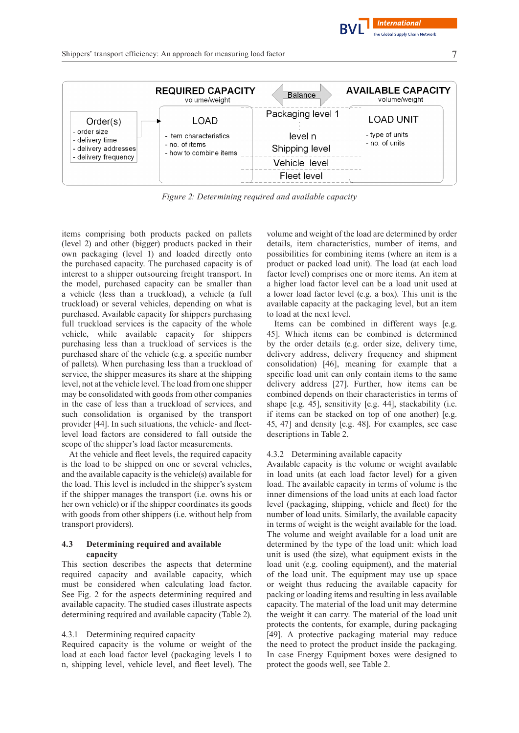*Figure 2: Determining required and available capacity*

items comprising both products packed on pallets (level 2) and other (bigger) products packed in their own packaging (level 1) and loaded directly onto the purchased capacity. The purchased capacity is of interest to a shipper outsourcing freight transport. In the model, purchased capacity can be smaller than a vehicle (less than a truckload), a vehicle (a full truckload) or several vehicles, depending on what is purchased. Available capacity for shippers purchasing full truckload services is the capacity of the whole vehicle, while available capacity for shippers purchasing less than a truckload of services is the purchased share of the vehicle (e.g. a specific number of pallets). When purchasing less than a truckload of service, the shipper measures its share at the shipping level, not at the vehicle level. The load from one shipper may be consolidated with goods from other companies in the case of less than a truckload of services, and such consolidation is organised by the transport provider [44]. In such situations, the vehicle- and fleet-level load factors are considered to fall outside the scope of the shipper's load factor measurements.

At the vehicle and fleet levels, the required capacity is the load to be shipped on one or several vehicles, and the available capacity is the vehicle(s) available for the load. This level is included in the shipper's system if the shipper manages the transport (i.e. owns his or her own vehicle) or if the shipper coordinates its goods with goods from other shippers (i.e. without help from transport providers).

## 4.3 Determining required and available capacity

This section describes the aspects that determine required capacity and available capacity, which must be considered when calculating load factor. See Fig. 2 for the aspects determining required and available capacity. The studied cases illustrate aspects determining required and available capacity (Table 2).

### 4.3.1 Determining required capacity

Required capacity is the volume or weight of the load at each load factor level (packaging levels 1 to n, shipping level, vehicle level, and fleet level). The volume and weight of the load are determined by order details, item characteristics, number of items, and possibilities for combining items (where an item is a product or packed load unit). The load (at each load factor level) comprises one or more items. An item at a higher load factor level can be a load unit used at a lower load factor level (e.g. a box). This unit is the available capacity at the packaging level, but an item to load at the next level.

Items can be combined in different ways [e.g. 45]. Which items can be combined is determined by the order details (e.g. order size, delivery time, delivery address, delivery frequency and shipment consolidation) [46], meaning for example that a specific load unit can only contain items to the same delivery address [27]. Further, how items can be combined depends on their characteristics in terms of shape [e.g. 45], sensitivity [e.g. 44], stackability (i.e. if items can be stacked on top of one another) [e.g. 45, 47] and density [e.g. 48]. For examples, see case descriptions in Table 2.

### 4.3.2 Determining available capacity

Available capacity is the volume or weight available in load units (at each load factor level) for a given load. The available capacity in terms of volume is the inner dimensions of the load units at each load factor level (packaging, shipping, vehicle and fleet) for the number of load units. Similarly, the available capacity in terms of weight is the weight available for the load. The volume and weight available for a load unit are determined by the type of the load unit: which load unit is used (the size), what equipment exists in the load unit (e.g. cooling equipment), and the material of the load unit. The equipment may use up space or weight thus reducing the available capacity for packing or loading items and resulting in less available capacity. The material of the load unit may determine the weight it can carry. The material of the load unit protects the contents, for example, during packaging [49]. A protective packaging material may reduce the need to protect the product inside the packaging. In case Energy Equipment boxes were designed to protect the goods well, see Table 2.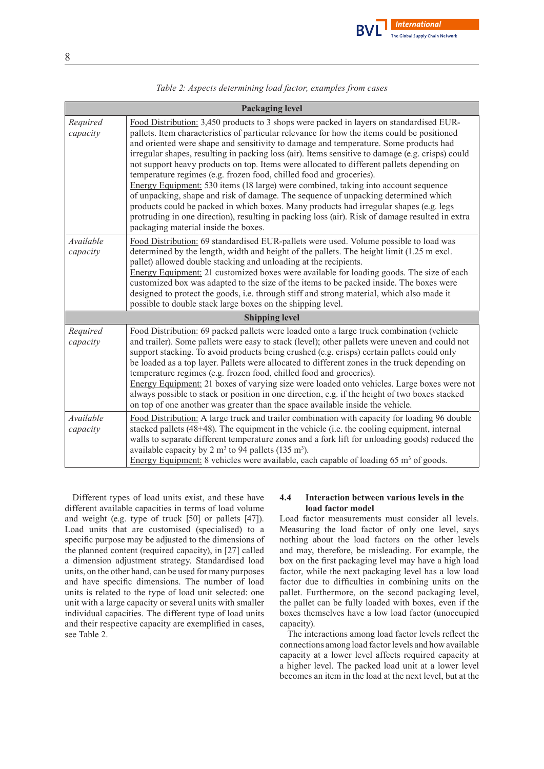*Table 2: Aspects determining load factor, examples from cases*

| Packaging level | |
|---|---|
| *Required capacity* | Food Distribution: 3,450 products to 3 shops were packed in layers on standardised EUR-pallets. Item characteristics of particular relevance for how the items could be positioned and oriented were shape and sensitivity to damage and temperature. Some products had irregular shapes, resulting in packing loss (air). Items sensitive to damage (e.g. crisps) could not support heavy products on top. Items were allocated to different pallets depending on temperature regimes (e.g. frozen food, chilled food and groceries).<br>Energy Equipment: 530 items (18 large) were combined, taking into account sequence of unpacking, shape and risk of damage. The sequence of unpacking determined which products could be packed in which boxes. Many products had irregular shapes (e.g. legs protruding in one direction), resulting in packing loss (air). Risk of damage resulted in extra packaging material inside the boxes. |
| *Available capacity* | Food Distribution: 69 standardised EUR-pallets were used. Volume possible to load was determined by the length, width and height of the pallets. The height limit (1.25 m excl. pallet) allowed double stacking and unloading at the recipients.<br>Energy Equipment: 21 customized boxes were available for loading goods. The size of each customized box was adapted to the size of the items to be packed inside. The boxes were designed to protect the goods, i.e. through stiff and strong material, which also made it possible to double stack large boxes on the shipping level. |
| **Shipping level** | |
| *Required capacity* | Food Distribution: 69 packed pallets were loaded onto a large truck combination (vehicle and trailer). Some pallets were easy to stack (level); other pallets were uneven and could not support stacking. To avoid products being crushed (e.g. crisps) certain pallets could only be loaded as a top layer. Pallets were allocated to different zones in the truck depending on temperature regimes (e.g. frozen food, chilled food and groceries).<br>Energy Equipment: 21 boxes of varying size were loaded onto vehicles. Large boxes were not always possible to stack or position in one direction, e.g. if the height of two boxes stacked on top of one another was greater than the space available inside the vehicle. |
| *Available capacity* | Food Distribution: A large truck and trailer combination with capacity for loading 96 double stacked pallets (48+48). The equipment in the vehicle (i.e. the cooling equipment, internal walls to separate different temperature zones and a fork lift for unloading goods) reduced the available capacity by 2 $m^3$ to 94 pallets (135 $m^3$).<br>Energy Equipment: 8 vehicles were available, each capable of loading 65 $m^3$ of goods. |

Different types of load units exist, and these have different available capacities in terms of load volume and weight (e.g. type of truck [50] or pallets [47]). Load units that are customised (specialised) to a specific purpose may be adjusted to the dimensions of the planned content (required capacity), in [27] called a dimension adjustment strategy. Standardised load units, on the other hand, can be used for many purposes and have specific dimensions. The number of load units is related to the type of load unit selected: one unit with a large capacity or several units with smaller individual capacities. The different type of load units and their respective capacity are exemplified in cases, see Table 2.

### 4.4 Interaction between various levels in the load factor model

Load factor measurements must consider all levels. Measuring the load factor of only one level, says nothing about the load factors on the other levels and may, therefore, be misleading. For example, the box on the first packaging level may have a high load factor, while the next packaging level has a low load factor due to difficulties in combining units on the pallet. Furthermore, on the second packaging level, the pallet can be fully loaded with boxes, even if the boxes themselves have a low load factor (unoccupied capacity).

The interactions among load factor levels reflect the connections among load factor levels and how available capacity at a lower level affects required capacity at a higher level. The packed load unit at a lower level becomes an item in the load at the next level, but at the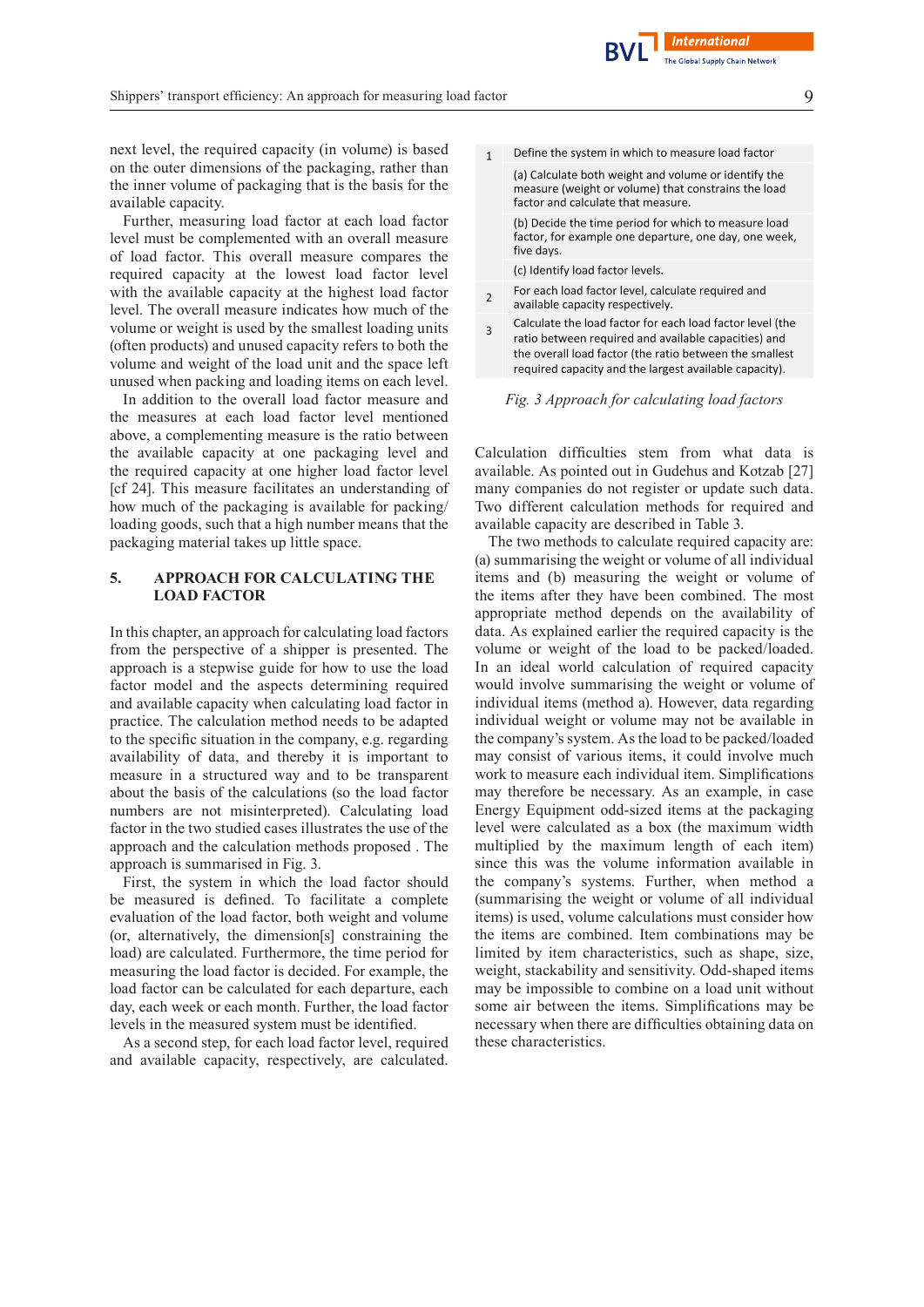next level, the required capacity (in volume) is based on the outer dimensions of the packaging, rather than the inner volume of packaging that is the basis for the available capacity.

Further, measuring load factor at each load factor level must be complemented with an overall measure of load factor. This overall measure compares the required capacity at the lowest load factor level with the available capacity at the highest load factor level. The overall measure indicates how much of the volume or weight is used by the smallest loading units (often products) and unused capacity refers to both the volume and weight of the load unit and the space left unused when packing and loading items on each level.

In addition to the overall load factor measure and the measures at each load factor level mentioned above, a complementing measure is the ratio between the available capacity at one packaging level and the required capacity at one higher load factor level [cf 24]. This measure facilitates an understanding of how much of the packaging is available for packing/loading goods, such that a high number means that the packaging material takes up little space.

## 5. APPROACH FOR CALCULATING THE LOAD FACTOR

In this chapter, an approach for calculating load factors from the perspective of a shipper is presented. The approach is a stepwise guide for how to use the load factor model and the aspects determining required and available capacity when calculating load factor in practice. The calculation method needs to be adapted to the specific situation in the company, e.g. regarding availability of data, and thereby it is important to measure in a structured way and to be transparent about the basis of the calculations (so the load factor numbers are not misinterpreted). Calculating load factor in the two studied cases illustrates the use of the approach and the calculation methods proposed . The approach is summarised in Fig. 3.

First, the system in which the load factor should be measured is defined. To facilitate a complete evaluation of the load factor, both weight and volume (or, alternatively, the dimension[s] constraining the load) are calculated. Furthermore, the time period for measuring the load factor is decided. For example, the load factor can be calculated for each departure, each day, each week or each month. Further, the load factor levels in the measured system must be identified.

As a second step, for each load factor level, required and available capacity, respectively, are calculated.

| | |
|---|---|
| 1 | Define the system in which to measure load factor |
| | (a) Calculate both weight and volume or identify the measure (weight or volume) that constrains the load factor and calculate that measure. |
| | (b) Decide the time period for which to measure load factor, for example one departure, one day, one week, five days. |
| | (c) Identify load factor levels. |
| 2 | For each load factor level, calculate required and available capacity respectively. |
| 3 | Calculate the load factor for each load factor level (the ratio between required and available capacities) and the overall load factor (the ratio between the smallest required capacity and the largest available capacity). |

*Fig. 3 Approach for calculating load factors*

Calculation difficulties stem from what data is available. As pointed out in Gudehus and Kotzab [27] many companies do not register or update such data. Two different calculation methods for required and available capacity are described in Table 3.

The two methods to calculate required capacity are: (a) summarising the weight or volume of all individual items and (b) measuring the weight or volume of the items after they have been combined. The most appropriate method depends on the availability of data. As explained earlier the required capacity is the volume or weight of the load to be packed/loaded. In an ideal world calculation of required capacity would involve summarising the weight or volume of individual items (method a). However, data regarding individual weight or volume may not be available in the company's system. As the load to be packed/loaded may consist of various items, it could involve much work to measure each individual item. Simplifications may therefore be necessary. As an example, in case Energy Equipment odd-sized items at the packaging level were calculated as a box (the maximum width multiplied by the maximum length of each item) since this was the volume information available in the company's systems. Further, when method a (summarising the weight or volume of all individual items) is used, volume calculations must consider how the items are combined. Item combinations may be limited by item characteristics, such as shape, size, weight, stackability and sensitivity. Odd-shaped items may be impossible to combine on a load unit without some air between the items. Simplifications may be necessary when there are difficulties obtaining data on these characteristics.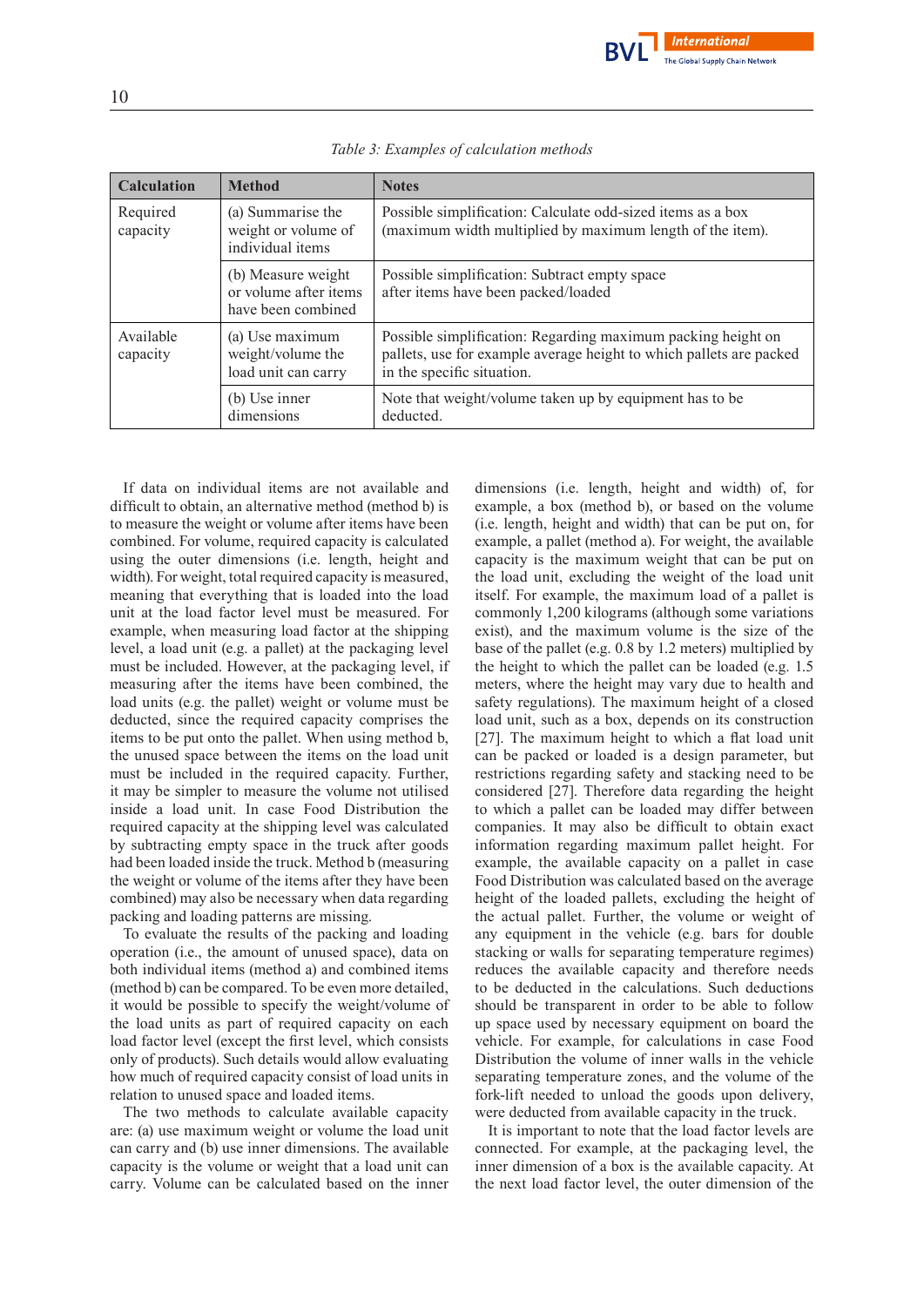*Table 3: Examples of calculation methods*

| Calculation | Method | Notes |
|---|---|---|
| Required capacity | (a) Summarise the weight or volume of individual items | Possible simplification: Calculate odd-sized items as a box (maximum width multiplied by maximum length of the item). |
| | (b) Measure weight or volume after items have been combined | Possible simplification: Subtract empty space after items have been packed/loaded |
| Available capacity | (a) Use maximum weight/volume the load unit can carry | Possible simplification: Regarding maximum packing height on pallets, use for example average height to which pallets are packed in the specific situation. |
| | (b) Use inner dimensions | Note that weight/volume taken up by equipment has to be deducted. |

If data on individual items are not available and difficult to obtain, an alternative method (method b) is to measure the weight or volume after items have been combined. For volume, required capacity is calculated using the outer dimensions (i.e. length, height and width). For weight, total required capacity is measured, meaning that everything that is loaded into the load unit at the load factor level must be measured. For example, when measuring load factor at the shipping level, a load unit (e.g. a pallet) at the packaging level must be included. However, at the packaging level, if measuring after the items have been combined, the load units (e.g. the pallet) weight or volume must be deducted, since the required capacity comprises the items to be put onto the pallet. When using method b, the unused space between the items on the load unit must be included in the required capacity. Further, it may be simpler to measure the volume not utilised inside a load unit. In case Food Distribution the required capacity at the shipping level was calculated by subtracting empty space in the truck after goods had been loaded inside the truck. Method b (measuring the weight or volume of the items after they have been combined) may also be necessary when data regarding packing and loading patterns are missing.

To evaluate the results of the packing and loading operation (i.e., the amount of unused space), data on both individual items (method a) and combined items (method b) can be compared. To be even more detailed, it would be possible to specify the weight/volume of the load units as part of required capacity on each load factor level (except the first level, which consists only of products). Such details would allow evaluating how much of required capacity consist of load units in relation to unused space and loaded items.

The two methods to calculate available capacity are: (a) use maximum weight or volume the load unit can carry and (b) use inner dimensions. The available capacity is the volume or weight that a load unit can carry. Volume can be calculated based on the inner dimensions (i.e. length, height and width) of, for example, a box (method b), or based on the volume (i.e. length, height and width) that can be put on, for example, a pallet (method a). For weight, the available capacity is the maximum weight that can be put on the load unit, excluding the weight of the load unit itself. For example, the maximum load of a pallet is commonly 1,200 kilograms (although some variations exist), and the maximum volume is the size of the base of the pallet (e.g. 0.8 by 1.2 meters) multiplied by the height to which the pallet can be loaded (e.g. 1.5 meters, where the height may vary due to health and safety regulations). The maximum height of a closed load unit, such as a box, depends on its construction [27]. The maximum height to which a flat load unit can be packed or loaded is a design parameter, but restrictions regarding safety and stacking need to be considered [27]. Therefore data regarding the height to which a pallet can be loaded may differ between companies. It may also be difficult to obtain exact information regarding maximum pallet height. For example, the available capacity on a pallet in case Food Distribution was calculated based on the average height of the loaded pallets, excluding the height of the actual pallet. Further, the volume or weight of any equipment in the vehicle (e.g. bars for double stacking or walls for separating temperature regimes) reduces the available capacity and therefore needs to be deducted in the calculations. Such deductions should be transparent in order to be able to follow up space used by necessary equipment on board the vehicle. For example, for calculations in case Food Distribution the volume of inner walls in the vehicle separating temperature zones, and the volume of the fork-lift needed to unload the goods upon delivery, were deducted from available capacity in the truck.

It is important to note that the load factor levels are connected. For example, at the packaging level, the inner dimension of a box is the available capacity. At the next load factor level, the outer dimension of the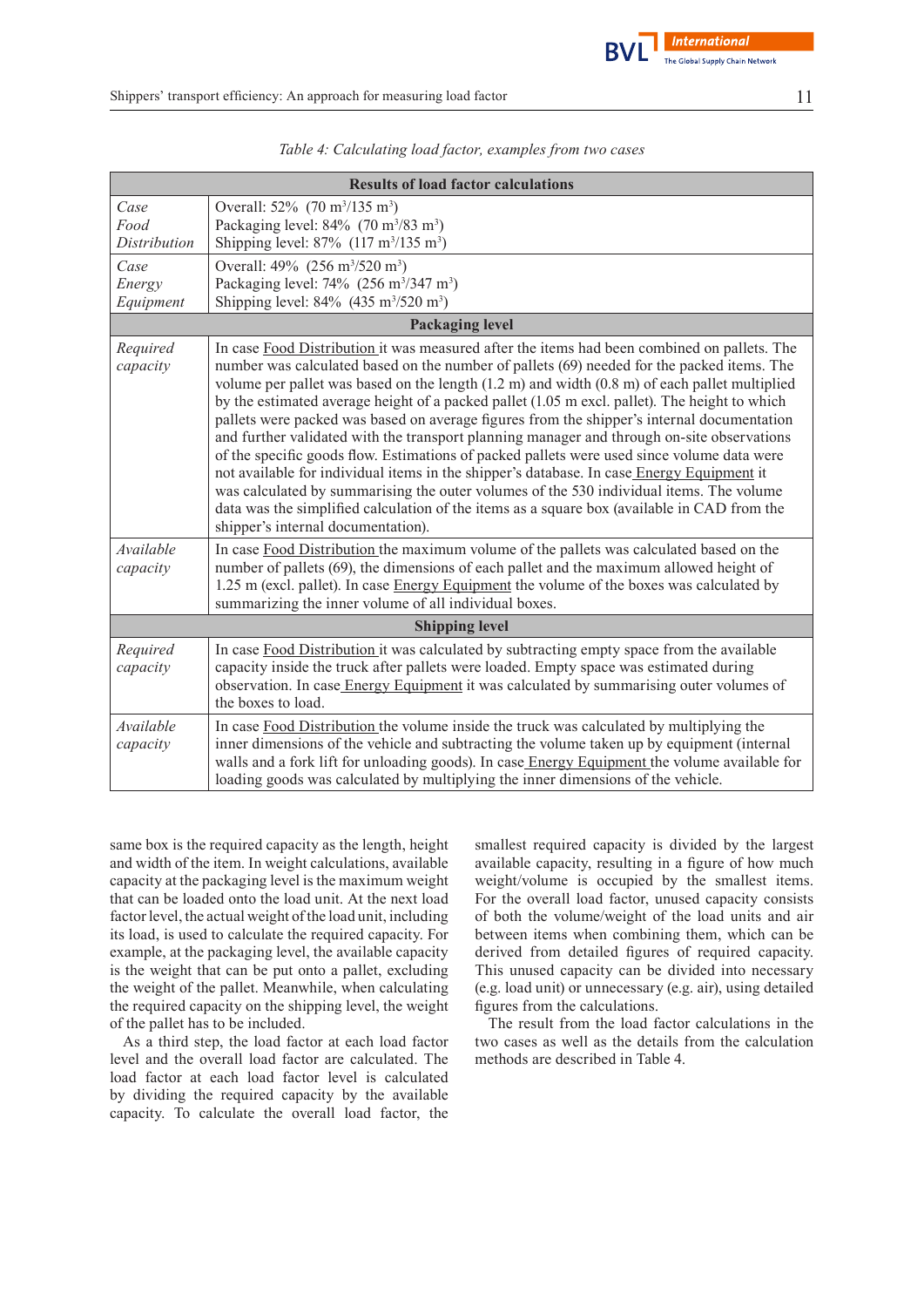*Table 4: Calculating load factor, examples from two cases*

| Results of load factor calculations | |
|---|---|
| *Case Food Distribution* | Overall: 52% (70 $m^3$/135 $m^3$)<br>Packaging level: 84% (70 $m^3$/83 $m^3$)<br>Shipping level: 87% (117 $m^3$/135 $m^3$) |
| *Case Energy Equipment* | Overall: 49% (256 $m^3$/520 $m^3$)<br>Packaging level: 74% (256 $m^3$/347 $m^3$)<br>Shipping level: 84% (435 $m^3$/520 $m^3$) |
| **Packaging level** | |
| *Required capacity* | In case Food Distribution it was measured after the items had been combined on pallets. The number was calculated based on the number of pallets (69) needed for the packed items. The volume per pallet was based on the length (1.2 m) and width (0.8 m) of each pallet multiplied by the estimated average height of a packed pallet (1.05 m excl. pallet). The height to which pallets were packed was based on average figures from the shipper's internal documentation and further validated with the transport planning manager and through on-site observations of the specific goods flow. Estimations of packed pallets were used since volume data were not available for individual items in the shipper's database. In case Energy Equipment it was calculated by summarising the outer volumes of the 530 individual items. The volume data was the simplified calculation of the items as a square box (available in CAD from the shipper's internal documentation). |
| *Available capacity* | In case Food Distribution the maximum volume of the pallets was calculated based on the number of pallets (69), the dimensions of each pallet and the maximum allowed height of 1.25 m (excl. pallet). In case Energy Equipment the volume of the boxes was calculated by summarizing the inner volume of all individual boxes. |
| **Shipping level** | |
| *Required capacity* | In case Food Distribution it was calculated by subtracting empty space from the available capacity inside the truck after pallets were loaded. Empty space was estimated during observation. In case Energy Equipment it was calculated by summarising outer volumes of the boxes to load. |
| *Available capacity* | In case Food Distribution the volume inside the truck was calculated by multiplying the inner dimensions of the vehicle and subtracting the volume taken up by equipment (internal walls and a fork lift for unloading goods). In case Energy Equipment the volume available for loading goods was calculated by multiplying the inner dimensions of the vehicle. |

same box is the required capacity as the length, height and width of the item. In weight calculations, available capacity at the packaging level is the maximum weight that can be loaded onto the load unit. At the next load factor level, the actual weight of the load unit, including its load, is used to calculate the required capacity. For example, at the packaging level, the available capacity is the weight that can be put onto a pallet, excluding the weight of the pallet. Meanwhile, when calculating the required capacity on the shipping level, the weight of the pallet has to be included.

As a third step, the load factor at each load factor level and the overall load factor are calculated. The load factor at each load factor level is calculated by dividing the required capacity by the available capacity. To calculate the overall load factor, the smallest required capacity is divided by the largest available capacity, resulting in a figure of how much weight/volume is occupied by the smallest items. For the overall load factor, unused capacity consists of both the volume/weight of the load units and air between items when combining them, which can be derived from detailed figures of required capacity. This unused capacity can be divided into necessary (e.g. load unit) or unnecessary (e.g. air), using detailed figures from the calculations.

The result from the load factor calculations in the two cases as well as the details from the calculation methods are described in Table 4.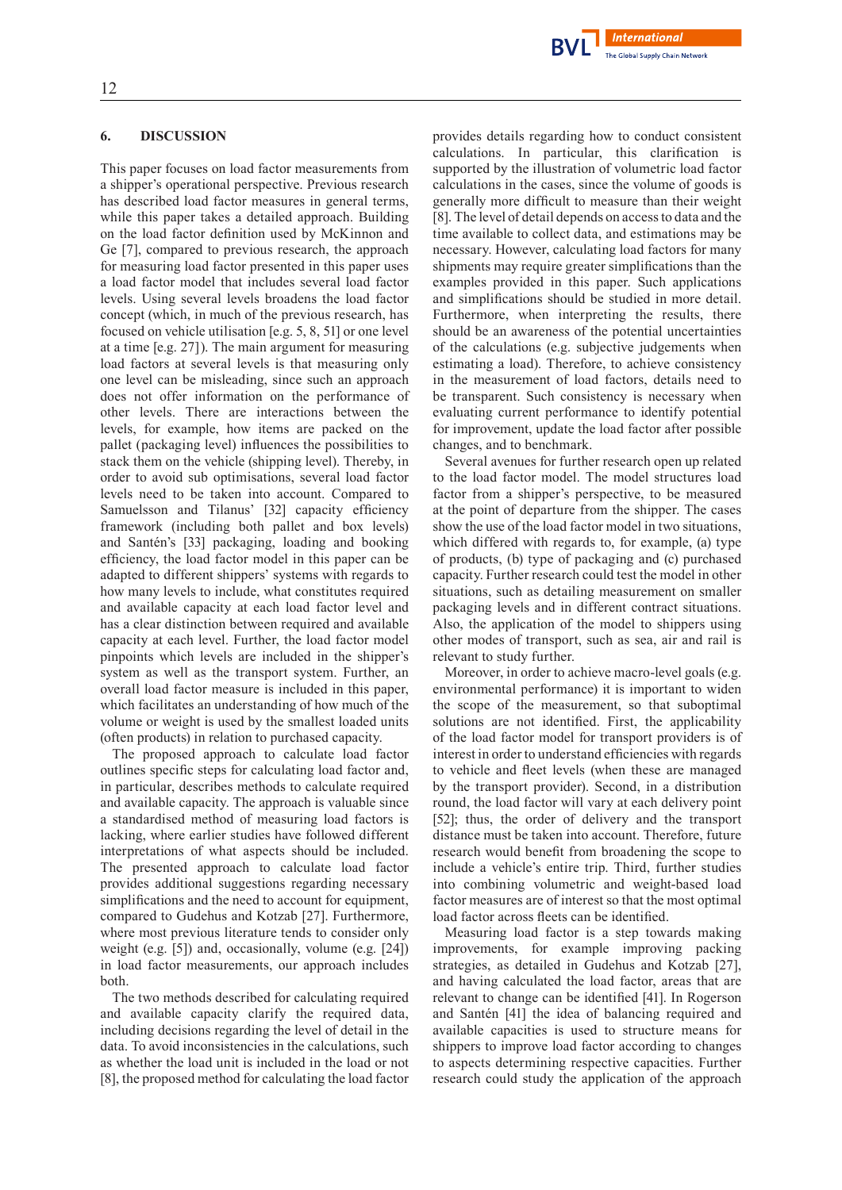## 6. DISCUSSION

This paper focuses on load factor measurements from a shipper's operational perspective. Previous research has described load factor measures in general terms, while this paper takes a detailed approach. Building on the load factor definition used by McKinnon and Ge [7], compared to previous research, the approach for measuring load factor presented in this paper uses a load factor model that includes several load factor levels. Using several levels broadens the load factor concept (which, in much of the previous research, has focused on vehicle utilisation [e.g. 5, 8, 51] or one level at a time [e.g. 27]). The main argument for measuring load factors at several levels is that measuring only one level can be misleading, since such an approach does not offer information on the performance of other levels. There are interactions between the levels, for example, how items are packed on the pallet (packaging level) influences the possibilities to stack them on the vehicle (shipping level). Thereby, in order to avoid sub optimisations, several load factor levels need to be taken into account. Compared to Samuelsson and Tilanus' [32] capacity efficiency framework (including both pallet and box levels) and Santén's [33] packaging, loading and booking efficiency, the load factor model in this paper can be adapted to different shippers' systems with regards to how many levels to include, what constitutes required and available capacity at each load factor level and has a clear distinction between required and available capacity at each level. Further, the load factor model pinpoints which levels are included in the shipper's system as well as the transport system. Further, an overall load factor measure is included in this paper, which facilitates an understanding of how much of the volume or weight is used by the smallest loaded units (often products) in relation to purchased capacity.

The proposed approach to calculate load factor outlines specific steps for calculating load factor and, in particular, describes methods to calculate required and available capacity. The approach is valuable since a standardised method of measuring load factors is lacking, where earlier studies have followed different interpretations of what aspects should be included. The presented approach to calculate load factor provides additional suggestions regarding necessary simplifications and the need to account for equipment, compared to Gudehus and Kotzab [27]. Furthermore, where most previous literature tends to consider only weight (e.g. [5]) and, occasionally, volume (e.g. [24]) in load factor measurements, our approach includes both.

The two methods described for calculating required and available capacity clarify the required data, including decisions regarding the level of detail in the data. To avoid inconsistencies in the calculations, such as whether the load unit is included in the load or not [8], the proposed method for calculating the load factor provides details regarding how to conduct consistent calculations. In particular, this clarification is supported by the illustration of volumetric load factor calculations in the cases, since the volume of goods is generally more difficult to measure than their weight [8]. The level of detail depends on access to data and the time available to collect data, and estimations may be necessary. However, calculating load factors for many shipments may require greater simplifications than the examples provided in this paper. Such applications and simplifications should be studied in more detail. Furthermore, when interpreting the results, there should be an awareness of the potential uncertainties of the calculations (e.g. subjective judgements when estimating a load). Therefore, to achieve consistency in the measurement of load factors, details need to be transparent. Such consistency is necessary when evaluating current performance to identify potential for improvement, update the load factor after possible changes, and to benchmark.

Several avenues for further research open up related to the load factor model. The model structures load factor from a shipper's perspective, to be measured at the point of departure from the shipper. The cases show the use of the load factor model in two situations, which differed with regards to, for example, (a) type of products, (b) type of packaging and (c) purchased capacity. Further research could test the model in other situations, such as detailing measurement on smaller packaging levels and in different contract situations. Also, the application of the model to shippers using other modes of transport, such as sea, air and rail is relevant to study further.

Moreover, in order to achieve macro-level goals (e.g. environmental performance) it is important to widen the scope of the measurement, so that suboptimal solutions are not identified. First, the applicability of the load factor model for transport providers is of interest in order to understand efficiencies with regards to vehicle and fleet levels (when these are managed by the transport provider). Second, in a distribution round, the load factor will vary at each delivery point [52]; thus, the order of delivery and the transport distance must be taken into account. Therefore, future research would benefit from broadening the scope to include a vehicle's entire trip. Third, further studies into combining volumetric and weight-based load factor measures are of interest so that the most optimal load factor across fleets can be identified.

Measuring load factor is a step towards making improvements, for example improving packing strategies, as detailed in Gudehus and Kotzab [27], and having calculated the load factor, areas that are relevant to change can be identified [41]. In Rogerson and Santén [41] the idea of balancing required and available capacities is used to structure means for shippers to improve load factor according to changes to aspects determining respective capacities. Further research could study the application of the approach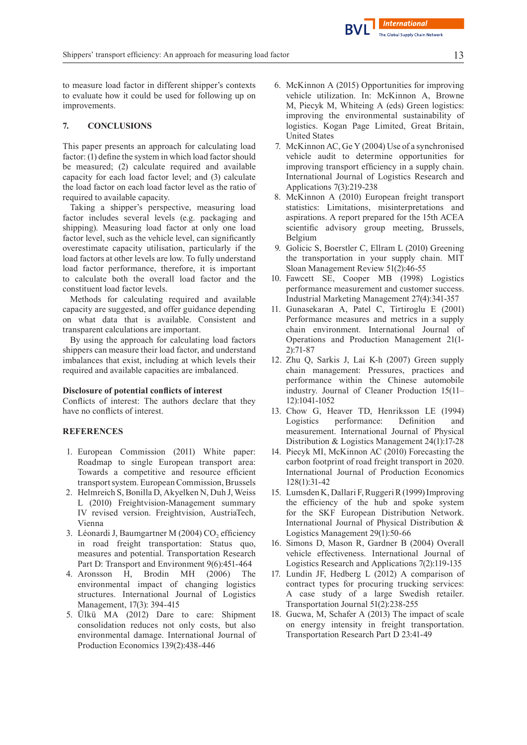to measure load factor in different shipper's contexts to evaluate how it could be used for following up on improvements.

## 7. CONCLUSIONS

This paper presents an approach for calculating load factor: (1) define the system in which load factor should be measured; (2) calculate required and available capacity for each load factor level; and (3) calculate the load factor on each load factor level as the ratio of required to available capacity.

Taking a shipper's perspective, measuring load factor includes several levels (e.g. packaging and shipping). Measuring load factor at only one load factor level, such as the vehicle level, can significantly overestimate capacity utilisation, particularly if the load factors at other levels are low. To fully understand load factor performance, therefore, it is important to calculate both the overall load factor and the constituent load factor levels.

Methods for calculating required and available capacity are suggested, and offer guidance depending on what data that is available. Consistent and transparent calculations are important.

By using the approach for calculating load factors shippers can measure their load factor, and understand imbalances that exist, including at which levels their required and available capacities are imbalanced.

**Disclosure of potential conflicts of interest**

Conflicts of interest: The authors declare that they have no conflicts of interest.

## REFERENCES

1. European Commission (2011) White paper: Roadmap to single European transport area: Towards a competitive and resource efficient transport system. European Commission, Brussels
2. Helmreich S, Bonilla D, Akyelken N, Duh J, Weiss L (2010) Freightvision-Management summary IV revised version. Freightvision, AustriaTech, Vienna
3. Léonardi J, Baumgartner M (2004) $CO_2$ efficiency in road freight transportation: Status quo, measures and potential. Transportation Research Part D: Transport and Environment 9(6):451-464
4. Aronsson H, Brodin MH (2006) The environmental impact of changing logistics structures. International Journal of Logistics Management, 17(3): 394-415
5. Ülkü MA (2012) Dare to care: Shipment consolidation reduces not only costs, but also environmental damage. International Journal of Production Economics 139(2):438-446
6. McKinnon A (2015) Opportunities for improving vehicle utilization. In: McKinnon A, Browne M, Piecyk M, Whiteing A (eds) Green logistics: improving the environmental sustainability of logistics. Kogan Page Limited, Great Britain, United States
7. McKinnon AC, Ge Y (2004) Use of a synchronised vehicle audit to determine opportunities for improving transport efficiency in a supply chain. International Journal of Logistics Research and Applications 7(3):219-238
8. McKinnon A (2010) European freight transport statistics: Limitations, misinterpretations and aspirations. A report prepared for the 15th ACEA scientific advisory group meeting, Brussels, Belgium
9. Golicic S, Boerstler C, Ellram L (2010) Greening the transportation in your supply chain. MIT Sloan Management Review 51(2):46-55
10. Fawcett SE, Cooper MB (1998) Logistics performance measurement and customer success. Industrial Marketing Management 27(4):341-357
11. Gunasekaran A, Patel C, Tirtiroglu E (2001) Performance measures and metrics in a supply chain environment. International Journal of Operations and Production Management 21(1-2):71-87
12. Zhu Q, Sarkis J, Lai K-h (2007) Green supply chain management: Pressures, practices and performance within the Chinese automobile industry. Journal of Cleaner Production 15(11–12):1041-1052
13. Chow G, Heaver TD, Henriksson LE (1994) Logistics performance: Definition and measurement. International Journal of Physical Distribution & Logistics Management 24(1):17-28
14. Piecyk MI, McKinnon AC (2010) Forecasting the carbon footprint of road freight transport in 2020. International Journal of Production Economics 128(1):31-42
15. Lumsden K, Dallari F, Ruggeri R (1999) Improving the efficiency of the hub and spoke system for the SKF European Distribution Network. International Journal of Physical Distribution & Logistics Management 29(1):50-66
16. Simons D, Mason R, Gardner B (2004) Overall vehicle effectiveness. International Journal of Logistics Research and Applications 7(2):119-135
17. Lundin JF, Hedberg L (2012) A comparison of contract types for procuring trucking services: A case study of a large Swedish retailer. Transportation Journal 51(2):238-255
18. Gucwa, M, Schafer A (2013) The impact of scale on energy intensity in freight transportation. Transportation Research Part D 23:41-49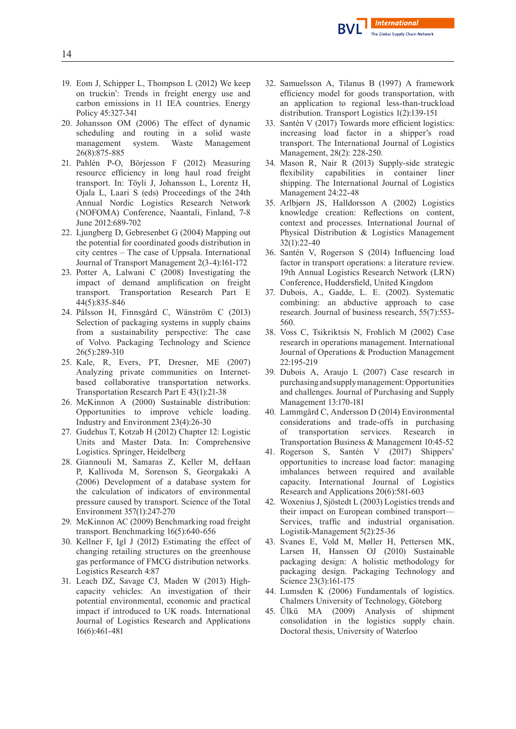19. Eom J, Schipper L, Thompson L (2012) We keep on truckin': Trends in freight energy use and carbon emissions in 11 IEA countries. Energy Policy 45:327-341
20. Johansson OM (2006) The effect of dynamic scheduling and routing in a solid waste management system. Waste Management 26(8):875-885
21. Pahlén P-O, Börjesson F (2012) Measuring resource efficiency in long haul road freight transport. In: Töyli J, Johansson L, Lorentz H, Ojala L, Laari S (eds) Proceedings of the 24th Annual Nordic Logistics Research Network (NOFOMA) Conference, Naantali, Finland, 7-8 June 2012:689-702
22. Ljungberg D, Gebresenbet G (2004) Mapping out the potential for coordinated goods distribution in city centres – The case of Uppsala. International Journal of Transport Management 2(3-4):161-172
23. Potter A, Lalwani C (2008) Investigating the impact of demand amplification on freight transport. Transportation Research Part E 44(5):835-846
24. Pålsson H, Finnsgård C, Wänström C (2013) Selection of packaging systems in supply chains from a sustainability perspective: The case of Volvo. Packaging Technology and Science 26(5):289-310
25. Kale, R, Evers, PT, Dresner, ME (2007) Analyzing private communities on Internet-based collaborative transportation networks. Transportation Research Part E 43(1):21-38
26. McKinnon A (2000) Sustainable distribution: Opportunities to improve vehicle loading. Industry and Environment 23(4):26-30
27. Gudehus T, Kotzab H (2012) Chapter 12: Logistic Units and Master Data. In: Comprehensive Logistics. Springer, Heidelberg
28. Giannouli M, Samaras Z, Keller M, deHaan P, Kallivoda M, Sorenson S, Georgakaki A (2006) Development of a database system for the calculation of indicators of environmental pressure caused by transport. Science of the Total Environment 357(1):247-270
29. McKinnon AC (2009) Benchmarking road freight transport. Benchmarking 16(5):640-656
30. Kellner F, Igl J (2012) Estimating the effect of changing retailing structures on the greenhouse gas performance of FMCG distribution networks. Logistics Research 4:87
31. Leach DZ, Savage CJ, Maden W (2013) High-capacity vehicles: An investigation of their potential environmental, economic and practical impact if introduced to UK roads. International Journal of Logistics Research and Applications 16(6):461-481
32. Samuelsson A, Tilanus B (1997) A framework efficiency model for goods transportation, with an application to regional less-than-truckload distribution. Transport Logistics 1(2):139-151
33. Santén V (2017) Towards more efficient logistics: increasing load factor in a shipper's road transport. The International Journal of Logistics Management, 28(2): 228-250.
34. Mason R, Nair R (2013) Supply-side strategic flexibility capabilities in container liner shipping. The International Journal of Logistics Management 24:22-48
35. Arlbjørn JS, Halldorsson A (2002) Logistics knowledge creation: Reflections on content, context and processes. International Journal of Physical Distribution & Logistics Management 32(1):22-40
36. Santén V, Rogerson S (2014) Influencing load factor in transport operations: a literature review. 19th Annual Logistics Research Network (LRN) Conference, Huddersfield, United Kingdom
37. Dubois, A., Gadde, L. E. (2002). Systematic combining: an abductive approach to case research. Journal of business research, 55(7):553-560.
38. Voss C, Tsikriktsis N, Frohlich M (2002) Case research in operations management. International Journal of Operations & Production Management 22:195-219
39. Dubois A, Araujo L (2007) Case research in purchasing and supply management: Opportunities and challenges. Journal of Purchasing and Supply Management 13:170-181
40. Lammgård C, Andersson D (2014) Environmental considerations and trade-offs in purchasing of transportation services. Research in Transportation Business & Management 10:45-52
41. Rogerson S, Santén V (2017) Shippers' opportunities to increase load factor: managing imbalances between required and available capacity. International Journal of Logistics Research and Applications 20(6):581-603
42. Woxenius J, Sjöstedt L (2003) Logistics trends and their impact on European combined transport—Services, traffic and industrial organisation. Logistik-Management 5(2):25-36
43. Svanes E, Vold M, Møller H, Pettersen MK, Larsen H, Hanssen OJ (2010) Sustainable packaging design: A holistic methodology for packaging design. Packaging Technology and Science 23(3):161-175
44. Lumsden K (2006) Fundamentals of logistics. Chalmers University of Technology, Göteborg
45. Ülkü MA (2009) Analysis of shipment consolidation in the logistics supply chain. Doctoral thesis, University of Waterloo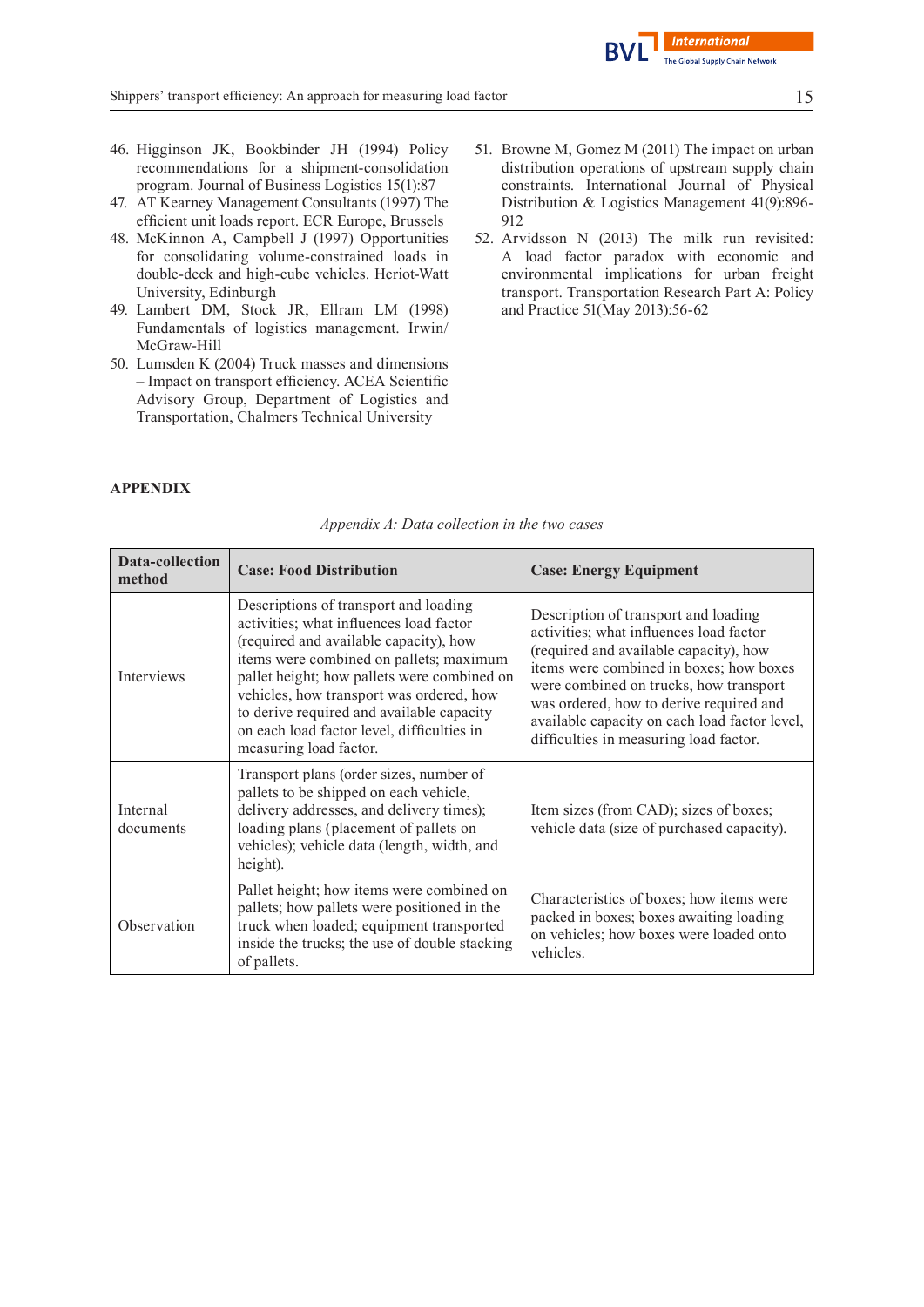46. Higginson JK, Bookbinder JH (1994) Policy recommendations for a shipment-consolidation program. Journal of Business Logistics 15(1):87
47. AT Kearney Management Consultants (1997) The efficient unit loads report. ECR Europe, Brussels
48. McKinnon A, Campbell J (1997) Opportunities for consolidating volume-constrained loads in double-deck and high-cube vehicles. Heriot-Watt University, Edinburgh
49. Lambert DM, Stock JR, Ellram LM (1998) Fundamentals of logistics management. Irwin/McGraw-Hill
50. Lumsden K (2004) Truck masses and dimensions – Impact on transport efficiency. ACEA Scientific Advisory Group, Department of Logistics and Transportation, Chalmers Technical University
51. Browne M, Gomez M (2011) The impact on urban distribution operations of upstream supply chain constraints. International Journal of Physical Distribution & Logistics Management 41(9):896-912
52. Arvidsson N (2013) The milk run revisited: A load factor paradox with economic and environmental implications for urban freight transport. Transportation Research Part A: Policy and Practice 51(May 2013):56-62

## APPENDIX

*Appendix A: Data collection in the two cases*

| Data-collection method | Case: Food Distribution | Case: Energy Equipment |
|---|---|---|
| Interviews | Descriptions of transport and loading activities; what influences load factor (required and available capacity), how items were combined on pallets; maximum pallet height; how pallets were combined on vehicles, how transport was ordered, how to derive required and available capacity on each load factor level, difficulties in measuring load factor. | Description of transport and loading activities; what influences load factor (required and available capacity), how items were combined in boxes; how boxes were combined on trucks, how transport was ordered, how to derive required and available capacity on each load factor level, difficulties in measuring load factor. |
| Internal documents | Transport plans (order sizes, number of pallets to be shipped on each vehicle, delivery addresses, and delivery times); loading plans (placement of pallets on vehicles); vehicle data (length, width, and height). | Item sizes (from CAD); sizes of boxes; vehicle data (size of purchased capacity). |
| Observation | Pallet height; how items were combined on pallets; how pallets were positioned in the truck when loaded; equipment transported inside the trucks; the use of double stacking of pallets. | Characteristics of boxes; how items were packed in boxes; boxes awaiting loading on vehicles; how boxes were loaded onto vehicles. |